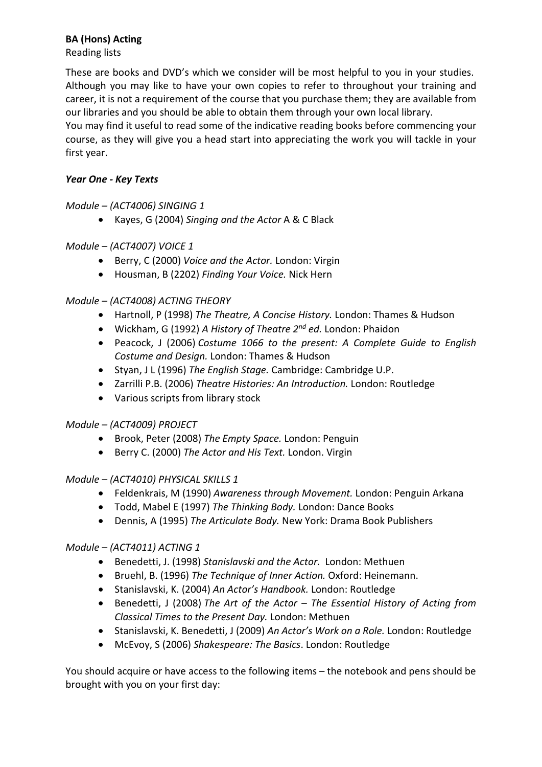**BA (Hons) Acting**

Reading lists

These are books and DVD's which we consider will be most helpful to you in your studies. Although you may like to have your own copies to refer to throughout your training and career, it is not a requirement of the course that you purchase them; they are available from our libraries and you should be able to obtain them through your own local library.
You may find it useful to read some of the indicative reading books before commencing your course, as they will give you a head start into appreciating the work you will tackle in your first year.

***Year One - Key Texts***

*Module – (ACT4006) SINGING 1*

- Kayes, G (2004) *Singing and the Actor* A & C Black

*Module – (ACT4007) VOICE 1*

- Berry, C (2000) *Voice and the Actor.* London: Virgin
- Housman, B (2202) *Finding Your Voice.* Nick Hern

*Module – (ACT4008) ACTING THEORY*

- Hartnoll, P (1998) *The Theatre, A Concise History.* London: Thames & Hudson
- Wickham, G (1992) *A History of Theatre 2nd ed.* London: Phaidon
- Peacock, J (2006) *Costume 1066 to the present: A Complete Guide to English Costume and Design.* London: Thames & Hudson
- Styan, J L (1996) *The English Stage.* Cambridge: Cambridge U.P.
- Zarrilli P.B. (2006) *Theatre Histories: An Introduction.* London: Routledge
- Various scripts from library stock

*Module – (ACT4009) PROJECT*

- Brook, Peter (2008) *The Empty Space.* London: Penguin
- Berry C. (2000) *The Actor and His Text.* London. Virgin

*Module – (ACT4010) PHYSICAL SKILLS 1*

- Feldenkrais, M (1990) *Awareness through Movement.* London: Penguin Arkana
- Todd, Mabel E (1997) *The Thinking Body.* London: Dance Books
- Dennis, A (1995) *The Articulate Body.* New York: Drama Book Publishers

*Module – (ACT4011) ACTING 1*

- Benedetti, J. (1998) *Stanislavski and the Actor.* London: Methuen
- Bruehl, B. (1996) *The Technique of Inner Action.* Oxford: Heinemann.
- Stanislavski, K. (2004) *An Actor's Handbook.* London: Routledge
- Benedetti, J (2008) *The Art of the Actor – The Essential History of Acting from Classical Times to the Present Day.* London: Methuen
- Stanislavski, K. Benedetti, J (2009) *An Actor's Work on a Role.* London: Routledge
- McEvoy, S (2006) *Shakespeare: The Basics*. London: Routledge

You should acquire or have access to the following items – the notebook and pens should be brought with you on your first day: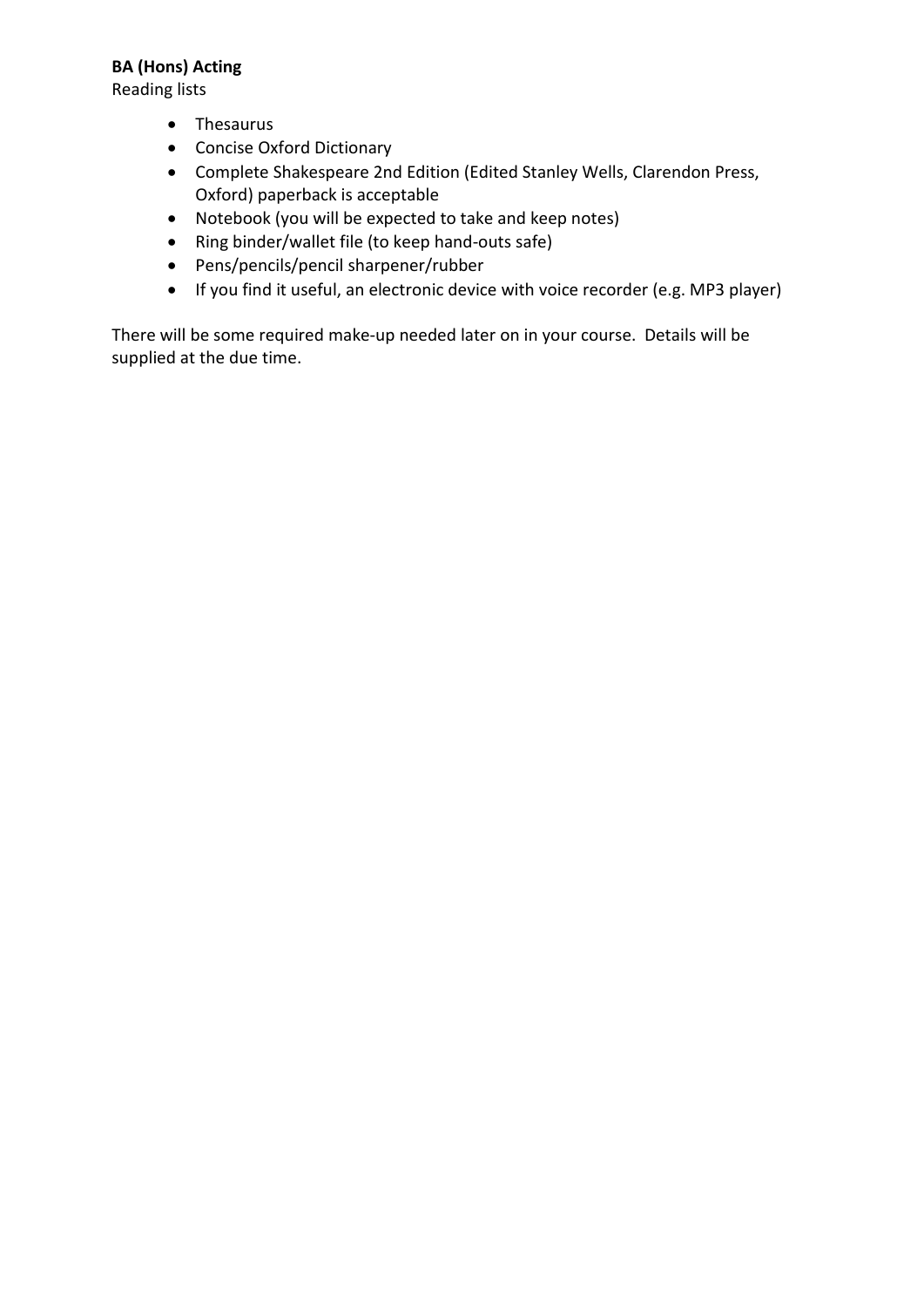**BA (Hons) Acting**

Reading lists

- Thesaurus
- Concise Oxford Dictionary
- Complete Shakespeare 2nd Edition (Edited Stanley Wells, Clarendon Press, Oxford) paperback is acceptable
- Notebook (you will be expected to take and keep notes)
- Ring binder/wallet file (to keep hand-outs safe)
- Pens/pencils/pencil sharpener/rubber
- If you find it useful, an electronic device with voice recorder (e.g. MP3 player)

There will be some required make-up needed later on in your course. Details will be supplied at the due time.